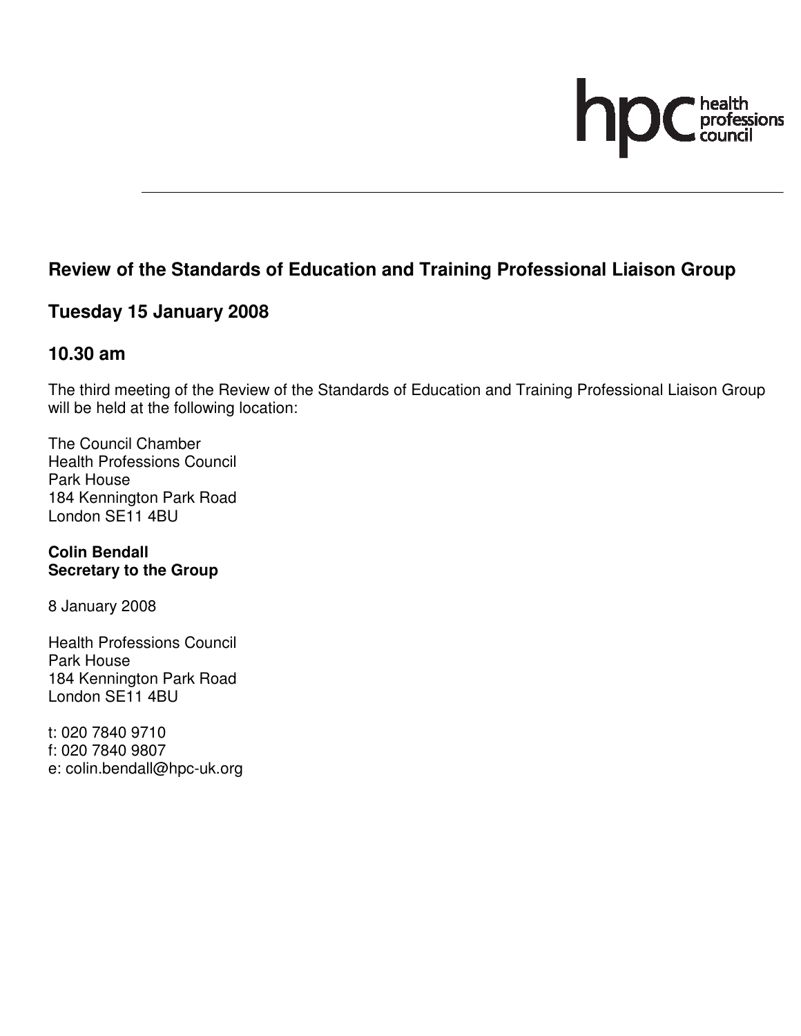hpc health professions council

## Review of the Standards of Education and Training Professional Liaison Group

## Tuesday 15 January 2008

## 10.30 am

The third meeting of the Review of the Standards of Education and Training Professional Liaison Group will be held at the following location:

The Council Chamber
Health Professions Council
Park House
184 Kennington Park Road
London SE11 4BU

**Colin Bendall**
**Secretary to the Group**

8 January 2008

Health Professions Council
Park House
184 Kennington Park Road
London SE11 4BU

t: 020 7840 9710
f: 020 7840 9807
e: colin.bendall@hpc-uk.org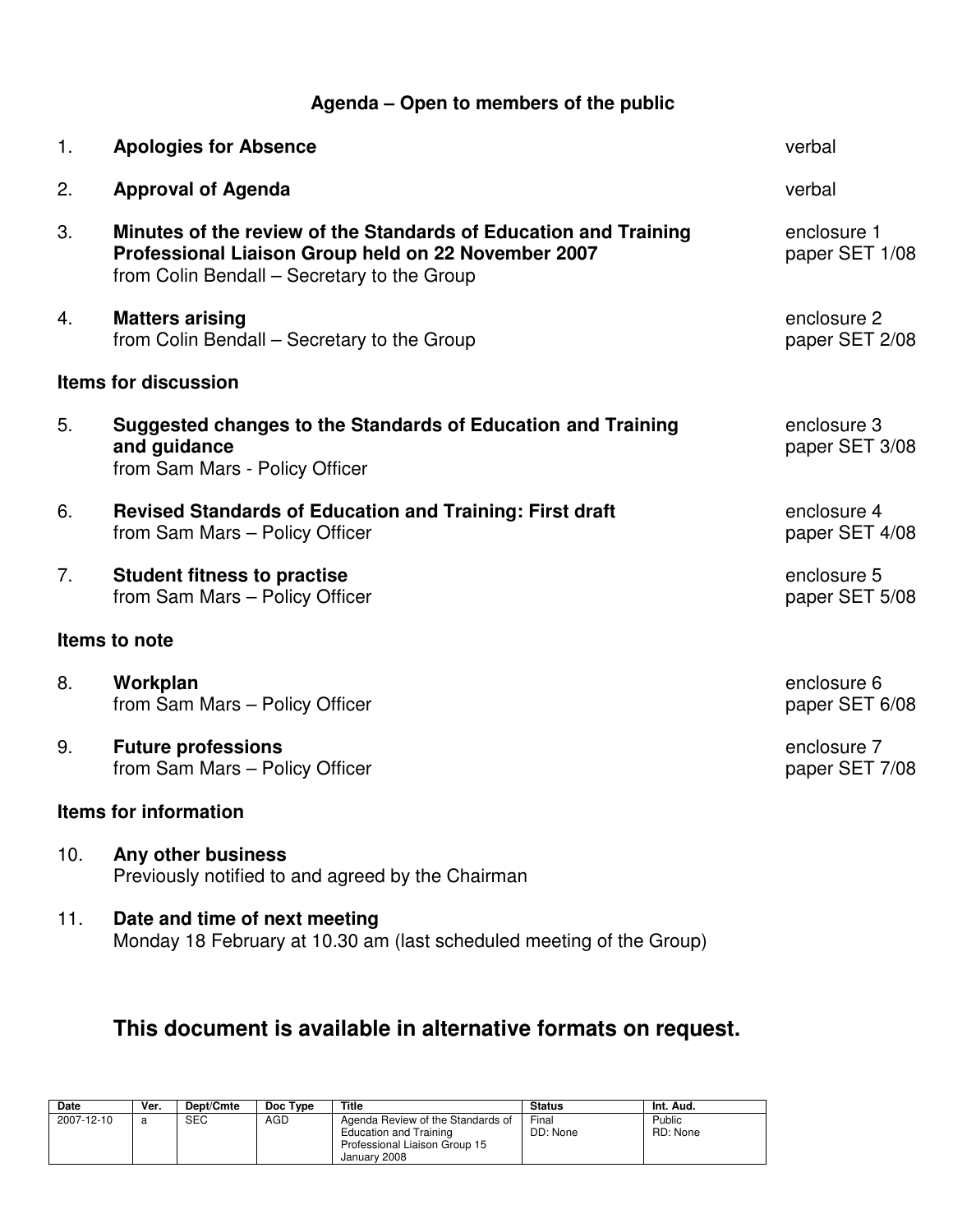## Agenda – Open to members of the public

1. **Apologies for Absence** — verbal

2. **Approval of Agenda** — verbal

3. **Minutes of the review of the Standards of Education and Training Professional Liaison Group held on 22 November 2007**
   from Colin Bendall – Secretary to the Group — enclosure 1, paper SET 1/08

4. **Matters arising**
   from Colin Bendall – Secretary to the Group — enclosure 2, paper SET 2/08

### Items for discussion

5. **Suggested changes to the Standards of Education and Training and guidance**
   from Sam Mars - Policy Officer — enclosure 3, paper SET 3/08

6. **Revised Standards of Education and Training: First draft**
   from Sam Mars – Policy Officer — enclosure 4, paper SET 4/08

7. **Student fitness to practise**
   from Sam Mars – Policy Officer — enclosure 5, paper SET 5/08

### Items to note

8. **Workplan**
   from Sam Mars – Policy Officer — enclosure 6, paper SET 6/08

9. **Future professions**
   from Sam Mars – Policy Officer — enclosure 7, paper SET 7/08

### Items for information

10. **Any other business**
    Previously notified to and agreed by the Chairman

11. **Date and time of next meeting**
    Monday 18 February at 10.30 am (last scheduled meeting of the Group)

**This document is available in alternative formats on request.**

| Date | Ver. | Dept/Cmte | Doc Type | Title | Status | Int. Aud. |
|---|---|---|---|---|---|---|
| 2007-12-10 | a | SEC | AGD | Agenda Review of the Standards of Education and Training Professional Liaison Group 15 January 2008 | Final DD: None | Public RD: None |